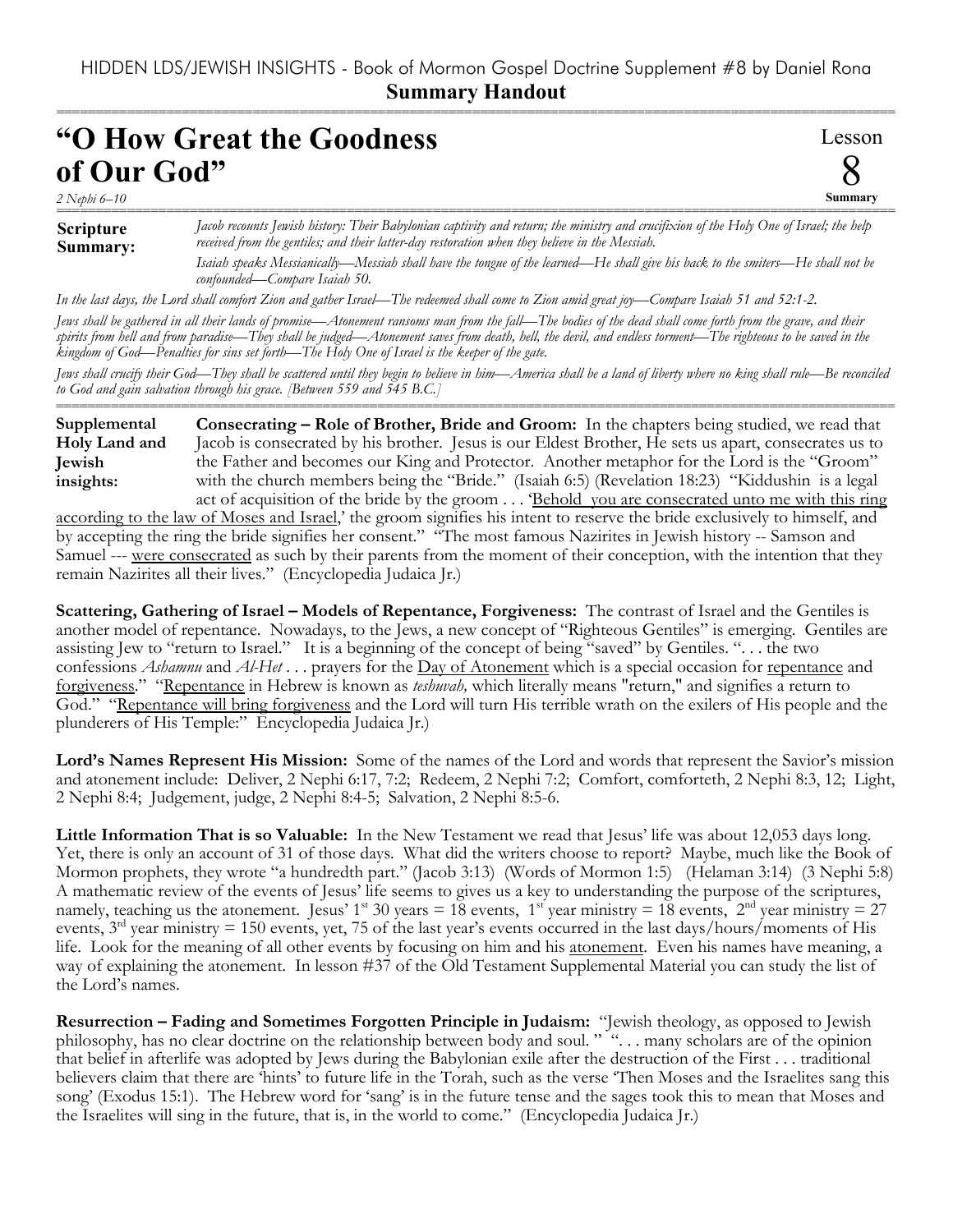HIDDEN LDS/JEWISH INSIGHTS - Book of Mormon Gospel Doctrine Supplement #8 by Daniel Rona

**Summary Handout**

# "O How Great the Goodness of Our God"

*2 Nephi 6–10*

Lesson 8 **Summary**

**Scripture Summary:** *Jacob recounts Jewish history: Their Babylonian captivity and return; the ministry and crucifixion of the Holy One of Israel; the help received from the gentiles; and their latter-day restoration when they believe in the Messiah.*

*Isaiah speaks Messianically—Messiah shall have the tongue of the learned—He shall give his back to the smiters—He shall not be confounded—Compare Isaiah 50.*

*In the last days, the Lord shall comfort Zion and gather Israel—The redeemed shall come to Zion amid great joy—Compare Isaiah 51 and 52:1-2.*

*Jews shall be gathered in all their lands of promise—Atonement ransoms man from the fall—The bodies of the dead shall come forth from the grave, and their spirits from hell and from paradise—They shall be judged—Atonement saves from death, hell, the devil, and endless torment—The righteous to be saved in the kingdom of God—Penalties for sins set forth—The Holy One of Israel is the keeper of the gate.*

*Jews shall crucify their God—They shall be scattered until they begin to believe in him—America shall be a land of liberty where no king shall rule—Be reconciled to God and gain salvation through his grace. [Between 559 and 545 B.C.]*

**Supplemental Holy Land and Jewish insights:** **Consecrating – Role of Brother, Bride and Groom:** In the chapters being studied, we read that Jacob is consecrated by his brother. Jesus is our Eldest Brother, He sets us apart, consecrates us to the Father and becomes our King and Protector. Another metaphor for the Lord is the "Groom" with the church members being the "Bride." (Isaiah 6:5) (Revelation 18:23) "Kiddushin is a legal act of acquisition of the bride by the groom . . . 'Behold you are consecrated unto me with this ring according to the law of Moses and Israel,' the groom signifies his intent to reserve the bride exclusively to himself, and by accepting the ring the bride signifies her consent." "The most famous Nazirites in Jewish history -- Samson and Samuel --- were consecrated as such by their parents from the moment of their conception, with the intention that they remain Nazirites all their lives." (Encyclopedia Judaica Jr.)

**Scattering, Gathering of Israel – Models of Repentance, Forgiveness:** The contrast of Israel and the Gentiles is another model of repentance. Nowadays, to the Jews, a new concept of "Righteous Gentiles" is emerging. Gentiles are assisting Jew to "return to Israel." It is a beginning of the concept of being "saved" by Gentiles. ". . . the two confessions *Ashamnu* and *Al-Het* . . . prayers for the Day of Atonement which is a special occasion for repentance and forgiveness." "Repentance in Hebrew is known as *teshuvah,* which literally means "return," and signifies a return to God." "Repentance will bring forgiveness and the Lord will turn His terrible wrath on the exilers of His people and the plunderers of His Temple:" Encyclopedia Judaica Jr.)

**Lord's Names Represent His Mission:** Some of the names of the Lord and words that represent the Savior's mission and atonement include: Deliver, 2 Nephi 6:17, 7:2; Redeem, 2 Nephi 7:2; Comfort, comforteth, 2 Nephi 8:3, 12; Light, 2 Nephi 8:4; Judgement, judge, 2 Nephi 8:4-5; Salvation, 2 Nephi 8:5-6.

**Little Information That is so Valuable:** In the New Testament we read that Jesus' life was about 12,053 days long. Yet, there is only an account of 31 of those days. What did the writers choose to report? Maybe, much like the Book of Mormon prophets, they wrote "a hundredth part." (Jacob 3:13) (Words of Mormon 1:5) (Helaman 3:14) (3 Nephi 5:8) A mathematic review of the events of Jesus' life seems to gives us a key to understanding the purpose of the scriptures, namely, teaching us the atonement. Jesus' 1st 30 years = 18 events, 1st year ministry = 18 events, 2nd year ministry = 27 events, 3rd year ministry = 150 events, yet, 75 of the last year's events occurred in the last days/hours/moments of His life. Look for the meaning of all other events by focusing on him and his atonement. Even his names have meaning, a way of explaining the atonement. In lesson #37 of the Old Testament Supplemental Material you can study the list of the Lord's names.

**Resurrection – Fading and Sometimes Forgotten Principle in Judaism:** "Jewish theology, as opposed to Jewish philosophy, has no clear doctrine on the relationship between body and soul. " ". . . many scholars are of the opinion that belief in afterlife was adopted by Jews during the Babylonian exile after the destruction of the First . . . traditional believers claim that there are 'hints' to future life in the Torah, such as the verse 'Then Moses and the Israelites sang this song' (Exodus 15:1). The Hebrew word for 'sang' is in the future tense and the sages took this to mean that Moses and the Israelites will sing in the future, that is, in the world to come." (Encyclopedia Judaica Jr.)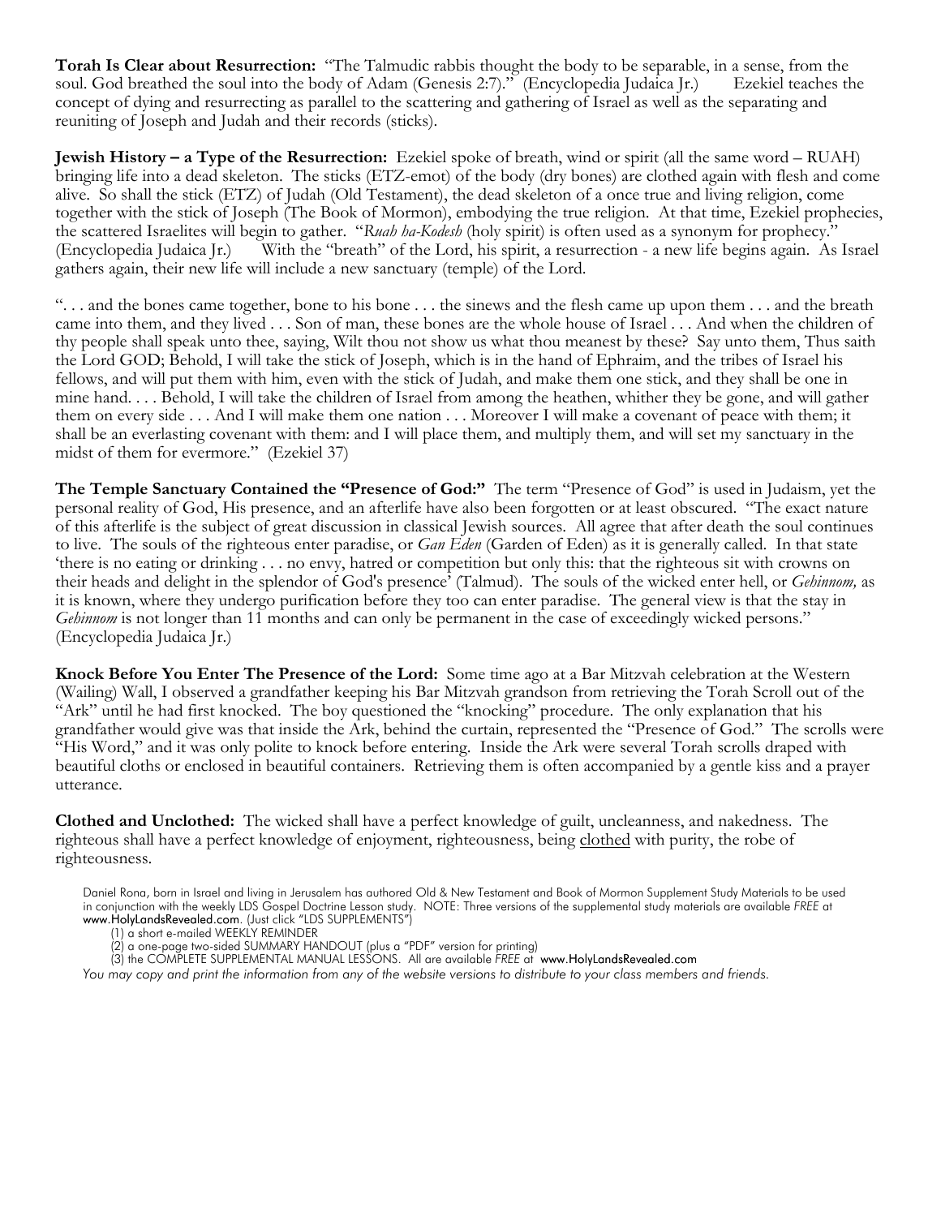**Torah Is Clear about Resurrection:** "The Talmudic rabbis thought the body to be separable, in a sense, from the soul. God breathed the soul into the body of Adam (Genesis 2:7)." (Encyclopedia Judaica Jr.) Ezekiel teaches the concept of dying and resurrecting as parallel to the scattering and gathering of Israel as well as the separating and reuniting of Joseph and Judah and their records (sticks).

**Jewish History – a Type of the Resurrection:** Ezekiel spoke of breath, wind or spirit (all the same word – RUAH) bringing life into a dead skeleton. The sticks (ETZ-emot) of the body (dry bones) are clothed again with flesh and come alive. So shall the stick (ETZ) of Judah (Old Testament), the dead skeleton of a once true and living religion, come together with the stick of Joseph (The Book of Mormon), embodying the true religion. At that time, Ezekiel prophecies, the scattered Israelites will begin to gather. "*Ruah ha-Kodesh* (holy spirit) is often used as a synonym for prophecy." (Encyclopedia Judaica Jr.) With the "breath" of the Lord, his spirit, a resurrection - a new life begins again. As Israel gathers again, their new life will include a new sanctuary (temple) of the Lord.

". . . and the bones came together, bone to his bone . . . the sinews and the flesh came up upon them . . . and the breath came into them, and they lived . . . Son of man, these bones are the whole house of Israel . . . And when the children of thy people shall speak unto thee, saying, Wilt thou not show us what thou meanest by these? Say unto them, Thus saith the Lord GOD; Behold, I will take the stick of Joseph, which is in the hand of Ephraim, and the tribes of Israel his fellows, and will put them with him, even with the stick of Judah, and make them one stick, and they shall be one in mine hand. . . . Behold, I will take the children of Israel from among the heathen, whither they be gone, and will gather them on every side . . . And I will make them one nation . . . Moreover I will make a covenant of peace with them; it shall be an everlasting covenant with them: and I will place them, and multiply them, and will set my sanctuary in the midst of them for evermore." (Ezekiel 37)

**The Temple Sanctuary Contained the "Presence of God:"** The term "Presence of God" is used in Judaism, yet the personal reality of God, His presence, and an afterlife have also been forgotten or at least obscured. "The exact nature of this afterlife is the subject of great discussion in classical Jewish sources. All agree that after death the soul continues to live. The souls of the righteous enter paradise, or *Gan Eden* (Garden of Eden) as it is generally called. In that state 'there is no eating or drinking . . . no envy, hatred or competition but only this: that the righteous sit with crowns on their heads and delight in the splendor of God's presence' (Talmud). The souls of the wicked enter hell, or *Gehinnom,* as it is known, where they undergo purification before they too can enter paradise. The general view is that the stay in *Gehinnom* is not longer than 11 months and can only be permanent in the case of exceedingly wicked persons." (Encyclopedia Judaica Jr.)

**Knock Before You Enter The Presence of the Lord:** Some time ago at a Bar Mitzvah celebration at the Western (Wailing) Wall, I observed a grandfather keeping his Bar Mitzvah grandson from retrieving the Torah Scroll out of the "Ark" until he had first knocked. The boy questioned the "knocking" procedure. The only explanation that his grandfather would give was that inside the Ark, behind the curtain, represented the "Presence of God." The scrolls were "His Word," and it was only polite to knock before entering. Inside the Ark were several Torah scrolls draped with beautiful cloths or enclosed in beautiful containers. Retrieving them is often accompanied by a gentle kiss and a prayer utterance.

**Clothed and Unclothed:** The wicked shall have a perfect knowledge of guilt, uncleanness, and nakedness. The righteous shall have a perfect knowledge of enjoyment, righteousness, being clothed with purity, the robe of righteousness.

Daniel Rona, born in Israel and living in Jerusalem has authored Old & New Testament and Book of Mormon Supplement Study Materials to be used in conjunction with the weekly LDS Gospel Doctrine Lesson study. NOTE: Three versions of the supplemental study materials are available *FREE* at **www.HolyLandsRevealed.com**. (Just click "LDS SUPPLEMENTS")

(1) a short e-mailed WEEKLY REMINDER
(2) a one-page two-sided SUMMARY HANDOUT (plus a "PDF" version for printing)
(3) the COMPLETE SUPPLEMENTAL MANUAL LESSONS. All are available *FREE* at **www.HolyLandsRevealed.com**

*You may copy and print the information from any of the website versions to distribute to your class members and friends.*